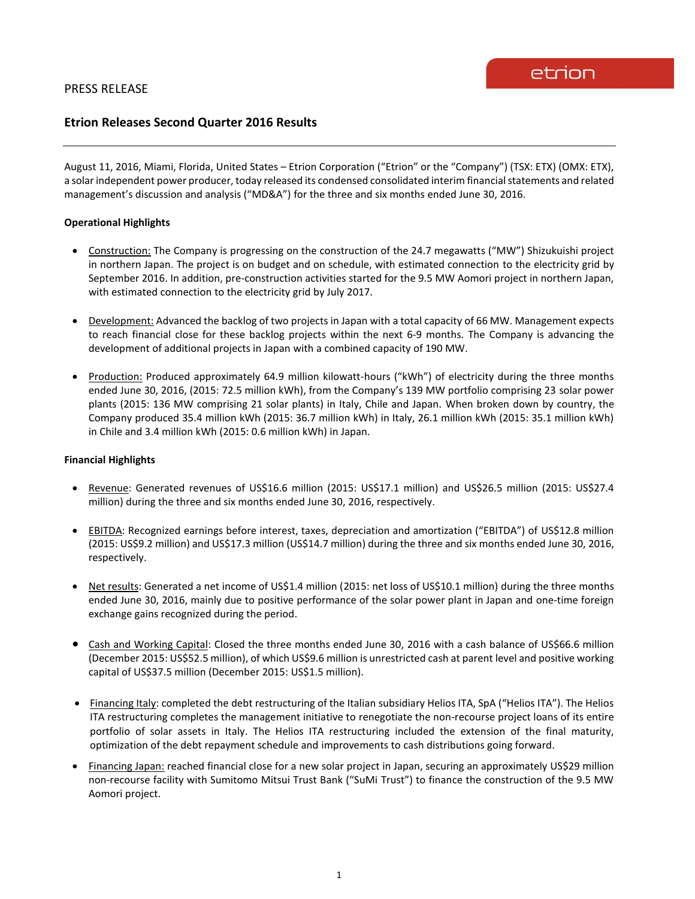PRESS RELEASE

## Etrion Releases Second Quarter 2016 Results

August 11, 2016, Miami, Florida, United States – Etrion Corporation ("Etrion" or the "Company") (TSX: ETX) (OMX: ETX), a solar independent power producer, today released its condensed consolidated interim financial statements and related management's discussion and analysis ("MD&A") for the three and six months ended June 30, 2016.

**Operational Highlights**

- Construction: The Company is progressing on the construction of the 24.7 megawatts ("MW") Shizukuishi project in northern Japan. The project is on budget and on schedule, with estimated connection to the electricity grid by September 2016. In addition, pre-construction activities started for the 9.5 MW Aomori project in northern Japan, with estimated connection to the electricity grid by July 2017.

- Development: Advanced the backlog of two projects in Japan with a total capacity of 66 MW. Management expects to reach financial close for these backlog projects within the next 6-9 months. The Company is advancing the development of additional projects in Japan with a combined capacity of 190 MW.

- Production: Produced approximately 64.9 million kilowatt-hours ("kWh") of electricity during the three months ended June 30, 2016, (2015: 72.5 million kWh), from the Company's 139 MW portfolio comprising 23 solar power plants (2015: 136 MW comprising 21 solar plants) in Italy, Chile and Japan. When broken down by country, the Company produced 35.4 million kWh (2015: 36.7 million kWh) in Italy, 26.1 million kWh (2015: 35.1 million kWh) in Chile and 3.4 million kWh (2015: 0.6 million kWh) in Japan.

**Financial Highlights**

- Revenue: Generated revenues of US$16.6 million (2015: US$17.1 million) and US$26.5 million (2015: US$27.4 million) during the three and six months ended June 30, 2016, respectively.

- EBITDA: Recognized earnings before interest, taxes, depreciation and amortization ("EBITDA") of US$12.8 million (2015: US$9.2 million) and US$17.3 million (US$14.7 million) during the three and six months ended June 30, 2016, respectively.

- Net results: Generated a net income of US$1.4 million (2015: net loss of US$10.1 million) during the three months ended June 30, 2016, mainly due to positive performance of the solar power plant in Japan and one-time foreign exchange gains recognized during the period.

- Cash and Working Capital: Closed the three months ended June 30, 2016 with a cash balance of US$66.6 million (December 2015: US$52.5 million), of which US$9.6 million is unrestricted cash at parent level and positive working capital of US$37.5 million (December 2015: US$1.5 million).

- Financing Italy: completed the debt restructuring of the Italian subsidiary Helios ITA, SpA ("Helios ITA"). The Helios ITA restructuring completes the management initiative to renegotiate the non-recourse project loans of its entire portfolio of solar assets in Italy. The Helios ITA restructuring included the extension of the final maturity, optimization of the debt repayment schedule and improvements to cash distributions going forward.

- Financing Japan: reached financial close for a new solar project in Japan, securing an approximately US$29 million non-recourse facility with Sumitomo Mitsui Trust Bank ("SuMi Trust") to finance the construction of the 9.5 MW Aomori project.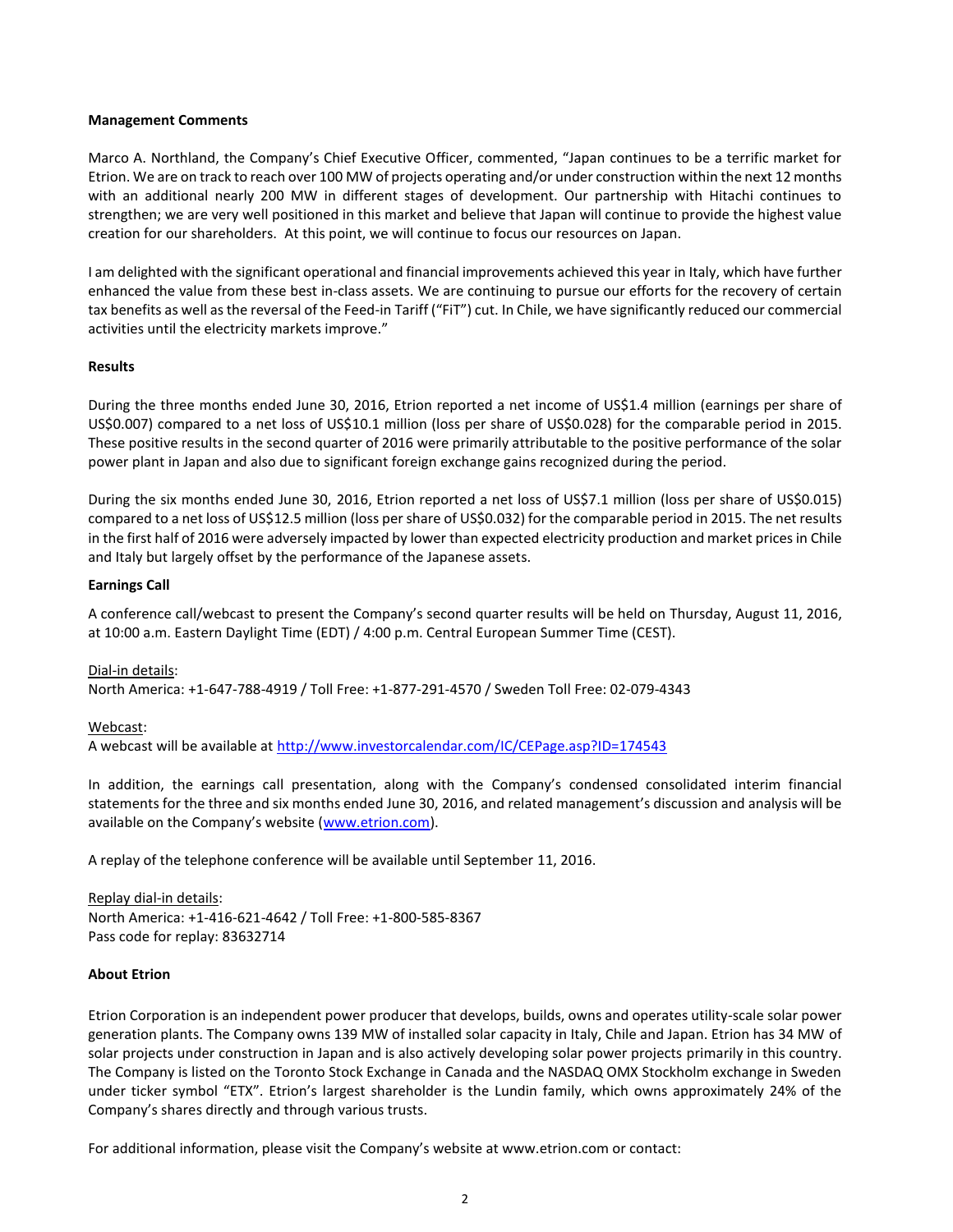**Management Comments**

Marco A. Northland, the Company's Chief Executive Officer, commented, "Japan continues to be a terrific market for Etrion. We are on track to reach over 100 MW of projects operating and/or under construction within the next 12 months with an additional nearly 200 MW in different stages of development. Our partnership with Hitachi continues to strengthen; we are very well positioned in this market and believe that Japan will continue to provide the highest value creation for our shareholders. At this point, we will continue to focus our resources on Japan.

I am delighted with the significant operational and financial improvements achieved this year in Italy, which have further enhanced the value from these best in-class assets. We are continuing to pursue our efforts for the recovery of certain tax benefits as well as the reversal of the Feed-in Tariff ("FiT") cut. In Chile, we have significantly reduced our commercial activities until the electricity markets improve."

**Results**

During the three months ended June 30, 2016, Etrion reported a net income of US$1.4 million (earnings per share of US$0.007) compared to a net loss of US$10.1 million (loss per share of US$0.028) for the comparable period in 2015. These positive results in the second quarter of 2016 were primarily attributable to the positive performance of the solar power plant in Japan and also due to significant foreign exchange gains recognized during the period.

During the six months ended June 30, 2016, Etrion reported a net loss of US$7.1 million (loss per share of US$0.015) compared to a net loss of US$12.5 million (loss per share of US$0.032) for the comparable period in 2015. The net results in the first half of 2016 were adversely impacted by lower than expected electricity production and market prices in Chile and Italy but largely offset by the performance of the Japanese assets.

**Earnings Call**

A conference call/webcast to present the Company's second quarter results will be held on Thursday, August 11, 2016, at 10:00 a.m. Eastern Daylight Time (EDT) / 4:00 p.m. Central European Summer Time (CEST).

Dial-in details:
North America: +1-647-788-4919 / Toll Free: +1-877-291-4570 / Sweden Toll Free: 02-079-4343

Webcast:
A webcast will be available at http://www.investorcalendar.com/IC/CEPage.asp?ID=174543

In addition, the earnings call presentation, along with the Company's condensed consolidated interim financial statements for the three and six months ended June 30, 2016, and related management's discussion and analysis will be available on the Company's website (www.etrion.com).

A replay of the telephone conference will be available until September 11, 2016.

Replay dial-in details:
North America: +1-416-621-4642 / Toll Free: +1-800-585-8367
Pass code for replay: 83632714

**About Etrion**

Etrion Corporation is an independent power producer that develops, builds, owns and operates utility-scale solar power generation plants. The Company owns 139 MW of installed solar capacity in Italy, Chile and Japan. Etrion has 34 MW of solar projects under construction in Japan and is also actively developing solar power projects primarily in this country. The Company is listed on the Toronto Stock Exchange in Canada and the NASDAQ OMX Stockholm exchange in Sweden under ticker symbol "ETX". Etrion's largest shareholder is the Lundin family, which owns approximately 24% of the Company's shares directly and through various trusts.

For additional information, please visit the Company's website at www.etrion.com or contact: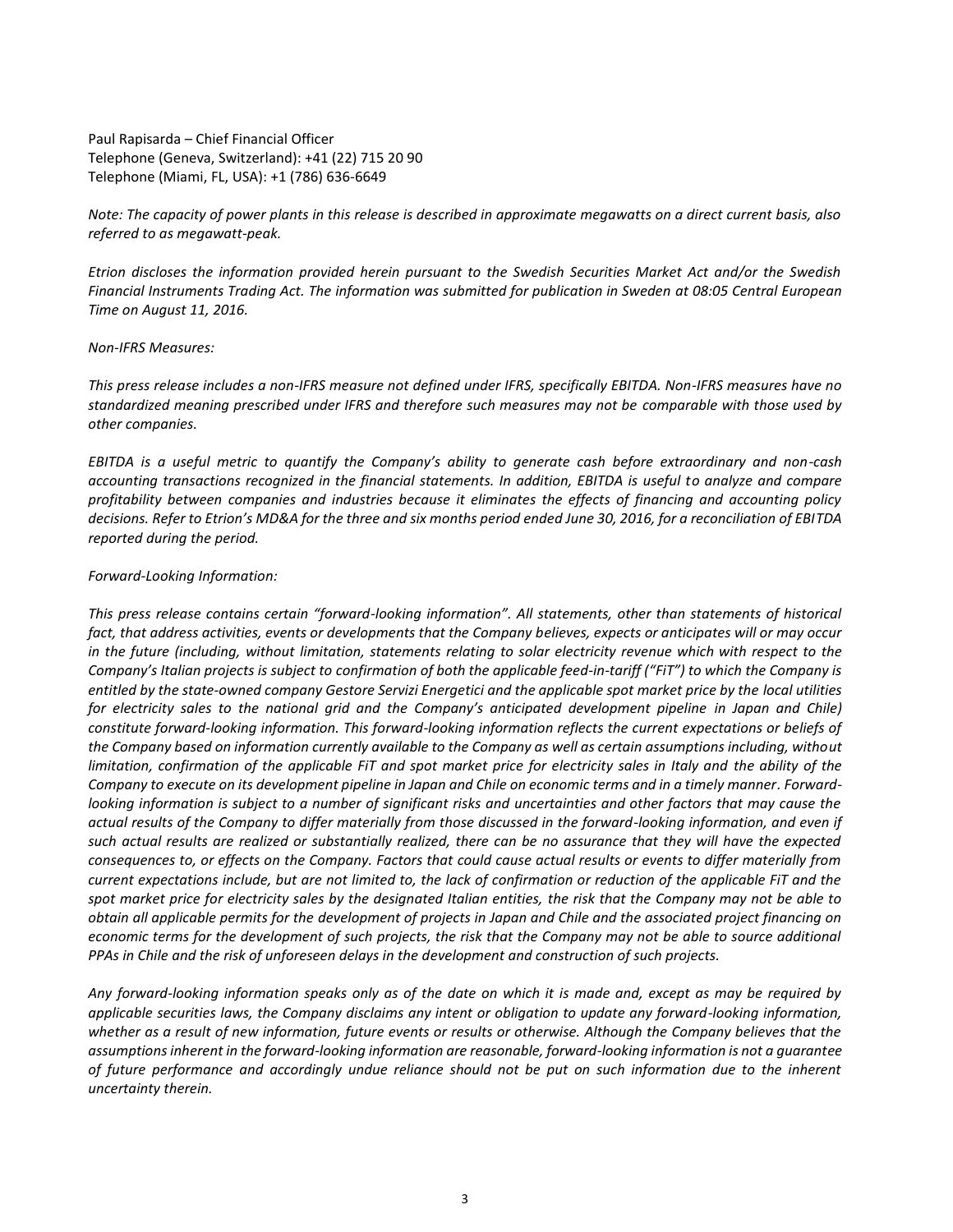Paul Rapisarda – Chief Financial Officer
Telephone (Geneva, Switzerland): +41 (22) 715 20 90
Telephone (Miami, FL, USA): +1 (786) 636-6649

*Note: The capacity of power plants in this release is described in approximate megawatts on a direct current basis, also referred to as megawatt-peak.*

*Etrion discloses the information provided herein pursuant to the Swedish Securities Market Act and/or the Swedish Financial Instruments Trading Act. The information was submitted for publication in Sweden at 08:05 Central European Time on August 11, 2016.*

*Non-IFRS Measures:*

*This press release includes a non-IFRS measure not defined under IFRS, specifically EBITDA. Non-IFRS measures have no standardized meaning prescribed under IFRS and therefore such measures may not be comparable with those used by other companies.*

*EBITDA is a useful metric to quantify the Company's ability to generate cash before extraordinary and non-cash accounting transactions recognized in the financial statements. In addition, EBITDA is useful to analyze and compare profitability between companies and industries because it eliminates the effects of financing and accounting policy decisions. Refer to Etrion's MD&A for the three and six months period ended June 30, 2016, for a reconciliation of EBITDA reported during the period.*

*Forward-Looking Information:*

*This press release contains certain "forward-looking information". All statements, other than statements of historical fact, that address activities, events or developments that the Company believes, expects or anticipates will or may occur in the future (including, without limitation, statements relating to solar electricity revenue which with respect to the Company's Italian projects is subject to confirmation of both the applicable feed-in-tariff ("FiT") to which the Company is entitled by the state-owned company Gestore Servizi Energetici and the applicable spot market price by the local utilities for electricity sales to the national grid and the Company's anticipated development pipeline in Japan and Chile) constitute forward-looking information. This forward-looking information reflects the current expectations or beliefs of the Company based on information currently available to the Company as well as certain assumptions including, without limitation, confirmation of the applicable FiT and spot market price for electricity sales in Italy and the ability of the Company to execute on its development pipeline in Japan and Chile on economic terms and in a timely manner. Forward-looking information is subject to a number of significant risks and uncertainties and other factors that may cause the actual results of the Company to differ materially from those discussed in the forward-looking information, and even if such actual results are realized or substantially realized, there can be no assurance that they will have the expected consequences to, or effects on the Company. Factors that could cause actual results or events to differ materially from current expectations include, but are not limited to, the lack of confirmation or reduction of the applicable FiT and the spot market price for electricity sales by the designated Italian entities, the risk that the Company may not be able to obtain all applicable permits for the development of projects in Japan and Chile and the associated project financing on economic terms for the development of such projects, the risk that the Company may not be able to source additional PPAs in Chile and the risk of unforeseen delays in the development and construction of such projects.*

*Any forward-looking information speaks only as of the date on which it is made and, except as may be required by applicable securities laws, the Company disclaims any intent or obligation to update any forward-looking information, whether as a result of new information, future events or results or otherwise. Although the Company believes that the assumptions inherent in the forward-looking information are reasonable, forward-looking information is not a guarantee of future performance and accordingly undue reliance should not be put on such information due to the inherent uncertainty therein.*